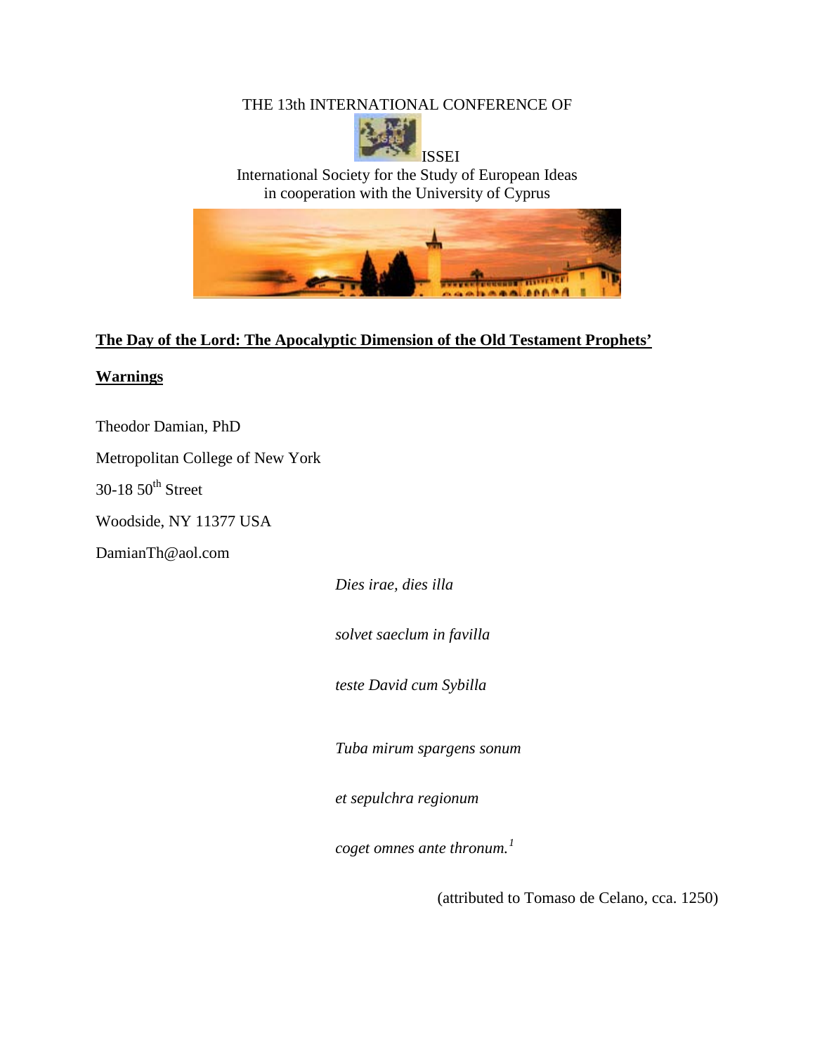THE 13th INTERNATIONAL CONFERENCE OF

ISSEI

International Society for the Study of European Ideas
in cooperation with the University of Cyprus

# The Day of the Lord: The Apocalyptic Dimension of the Old Testament Prophets' Warnings

Theodor Damian, PhD

Metropolitan College of New York

30-18 50th Street

Woodside, NY 11377 USA

DamianTh@aol.com

*Dies irae, dies illa*

*solvet saeclum in favilla*

*teste David cum Sybilla*

*Tuba mirum spargens sonum*

*et sepulchra regionum*

*coget omnes ante thronum.*[1]

(attributed to Tomaso de Celano, cca. 1250)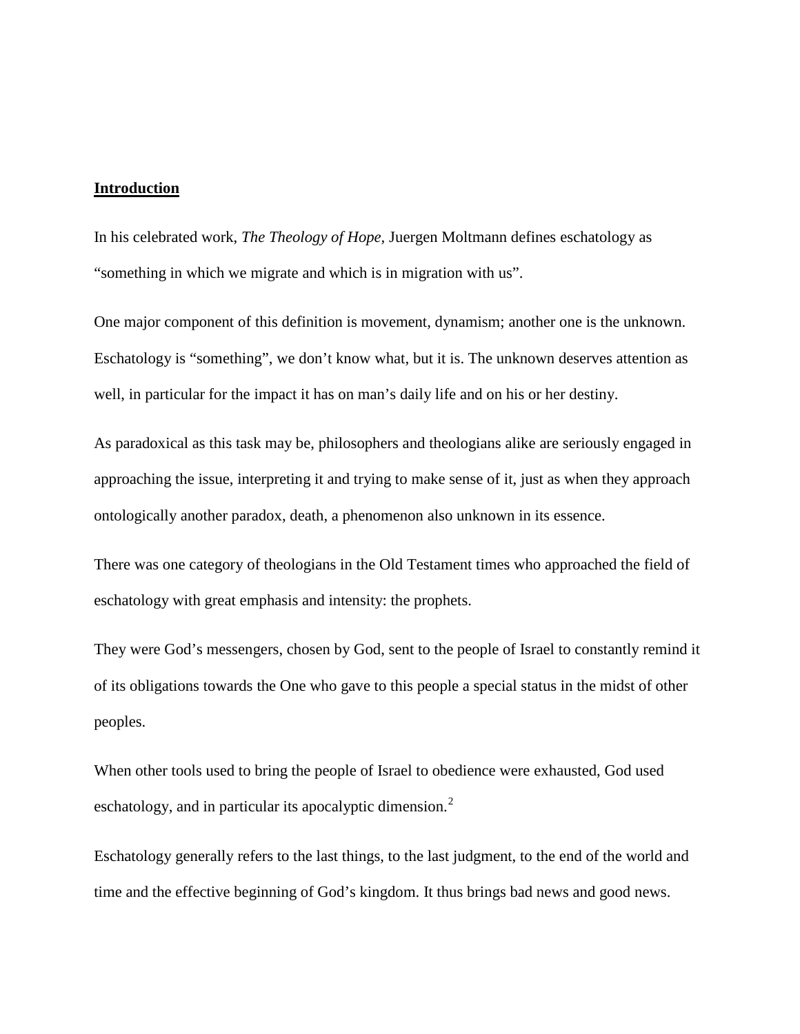## Introduction

In his celebrated work, *The Theology of Hope*, Juergen Moltmann defines eschatology as "something in which we migrate and which is in migration with us".

One major component of this definition is movement, dynamism; another one is the unknown. Eschatology is "something", we don't know what, but it is. The unknown deserves attention as well, in particular for the impact it has on man's daily life and on his or her destiny.

As paradoxical as this task may be, philosophers and theologians alike are seriously engaged in approaching the issue, interpreting it and trying to make sense of it, just as when they approach ontologically another paradox, death, a phenomenon also unknown in its essence.

There was one category of theologians in the Old Testament times who approached the field of eschatology with great emphasis and intensity: the prophets.

They were God's messengers, chosen by God, sent to the people of Israel to constantly remind it of its obligations towards the One who gave to this people a special status in the midst of other peoples.

When other tools used to bring the people of Israel to obedience were exhausted, God used eschatology, and in particular its apocalyptic dimension.[2]

Eschatology generally refers to the last things, to the last judgment, to the end of the world and time and the effective beginning of God's kingdom. It thus brings bad news and good news.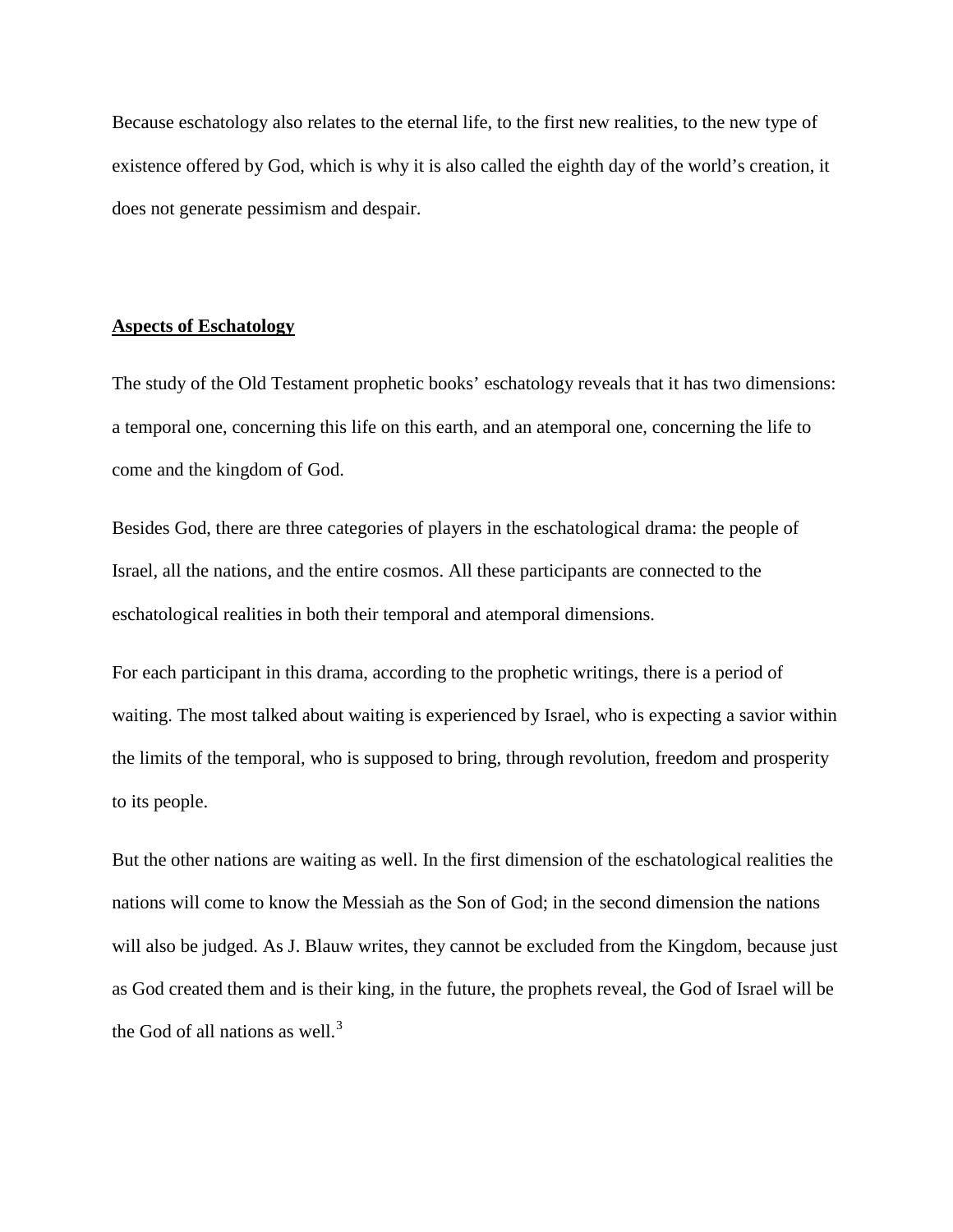Because eschatology also relates to the eternal life, to the first new realities, to the new type of existence offered by God, which is why it is also called the eighth day of the world's creation, it does not generate pessimism and despair.

## Aspects of Eschatology

The study of the Old Testament prophetic books' eschatology reveals that it has two dimensions: a temporal one, concerning this life on this earth, and an atemporal one, concerning the life to come and the kingdom of God.

Besides God, there are three categories of players in the eschatological drama: the people of Israel, all the nations, and the entire cosmos. All these participants are connected to the eschatological realities in both their temporal and atemporal dimensions.

For each participant in this drama, according to the prophetic writings, there is a period of waiting. The most talked about waiting is experienced by Israel, who is expecting a savior within the limits of the temporal, who is supposed to bring, through revolution, freedom and prosperity to its people.

But the other nations are waiting as well. In the first dimension of the eschatological realities the nations will come to know the Messiah as the Son of God; in the second dimension the nations will also be judged. As J. Blauw writes, they cannot be excluded from the Kingdom, because just as God created them and is their king, in the future, the prophets reveal, the God of Israel will be the God of all nations as well.[3]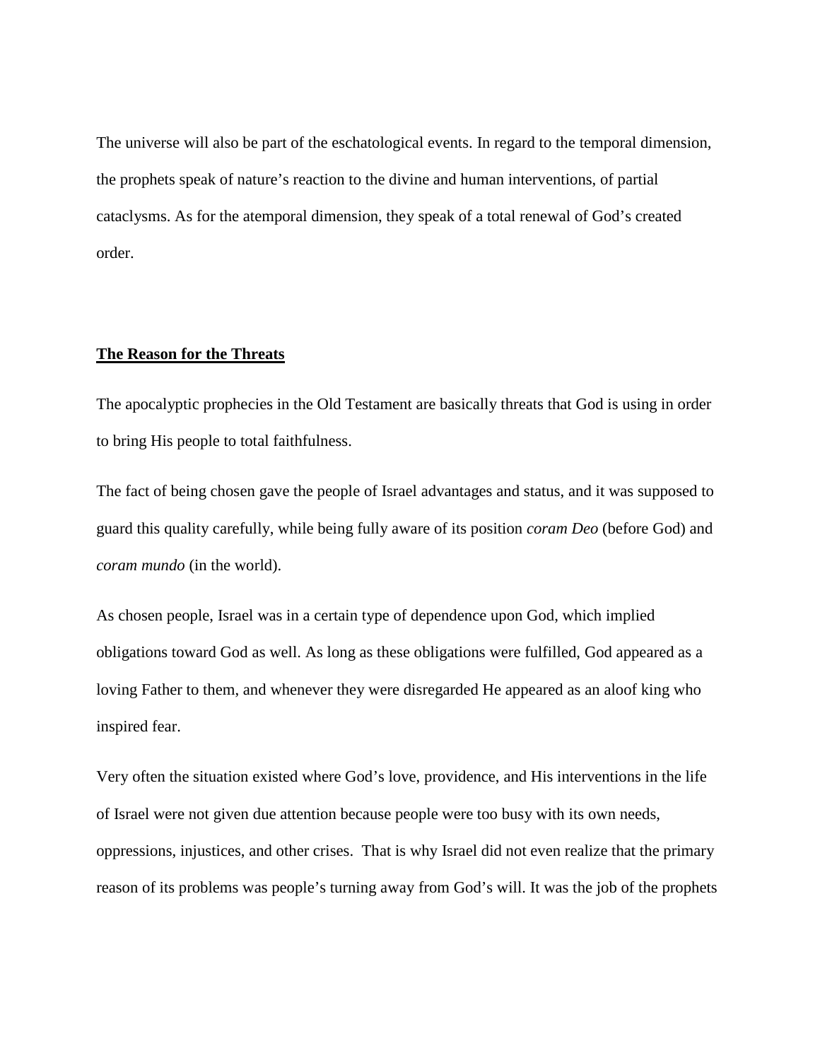The universe will also be part of the eschatological events. In regard to the temporal dimension, the prophets speak of nature's reaction to the divine and human interventions, of partial cataclysms. As for the atemporal dimension, they speak of a total renewal of God's created order.

## **<u>The Reason for the Threats</u>**

The apocalyptic prophecies in the Old Testament are basically threats that God is using in order to bring His people to total faithfulness.

The fact of being chosen gave the people of Israel advantages and status, and it was supposed to guard this quality carefully, while being fully aware of its position *coram Deo* (before God) and *coram mundo* (in the world).

As chosen people, Israel was in a certain type of dependence upon God, which implied obligations toward God as well. As long as these obligations were fulfilled, God appeared as a loving Father to them, and whenever they were disregarded He appeared as an aloof king who inspired fear.

Very often the situation existed where God's love, providence, and His interventions in the life of Israel were not given due attention because people were too busy with its own needs, oppressions, injustices, and other crises. That is why Israel did not even realize that the primary reason of its problems was people's turning away from God's will. It was the job of the prophets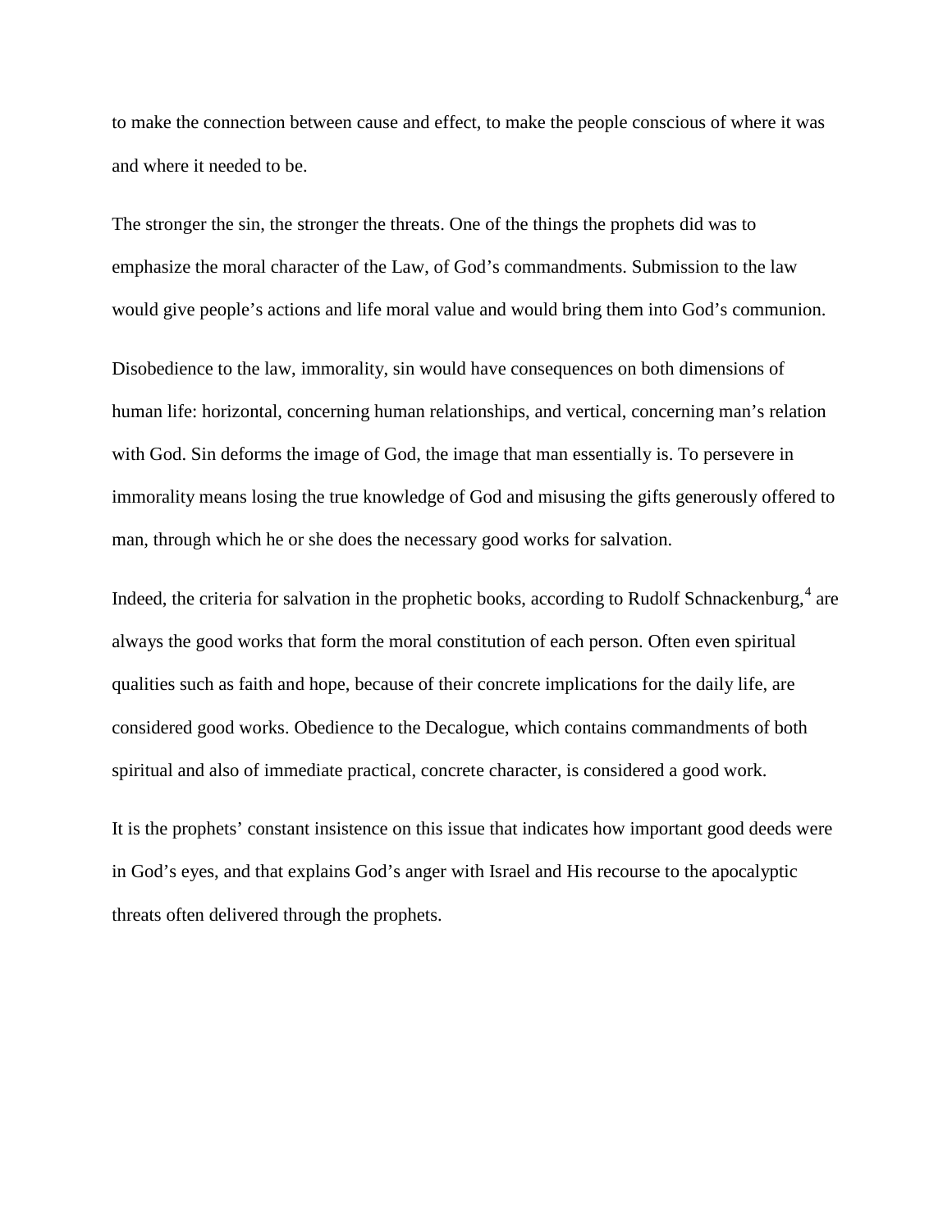to make the connection between cause and effect, to make the people conscious of where it was and where it needed to be.

The stronger the sin, the stronger the threats. One of the things the prophets did was to emphasize the moral character of the Law, of God's commandments. Submission to the law would give people's actions and life moral value and would bring them into God's communion.

Disobedience to the law, immorality, sin would have consequences on both dimensions of human life: horizontal, concerning human relationships, and vertical, concerning man's relation with God. Sin deforms the image of God, the image that man essentially is. To persevere in immorality means losing the true knowledge of God and misusing the gifts generously offered to man, through which he or she does the necessary good works for salvation.

Indeed, the criteria for salvation in the prophetic books, according to Rudolf Schnackenburg,[4] are always the good works that form the moral constitution of each person. Often even spiritual qualities such as faith and hope, because of their concrete implications for the daily life, are considered good works. Obedience to the Decalogue, which contains commandments of both spiritual and also of immediate practical, concrete character, is considered a good work.

It is the prophets' constant insistence on this issue that indicates how important good deeds were in God's eyes, and that explains God's anger with Israel and His recourse to the apocalyptic threats often delivered through the prophets.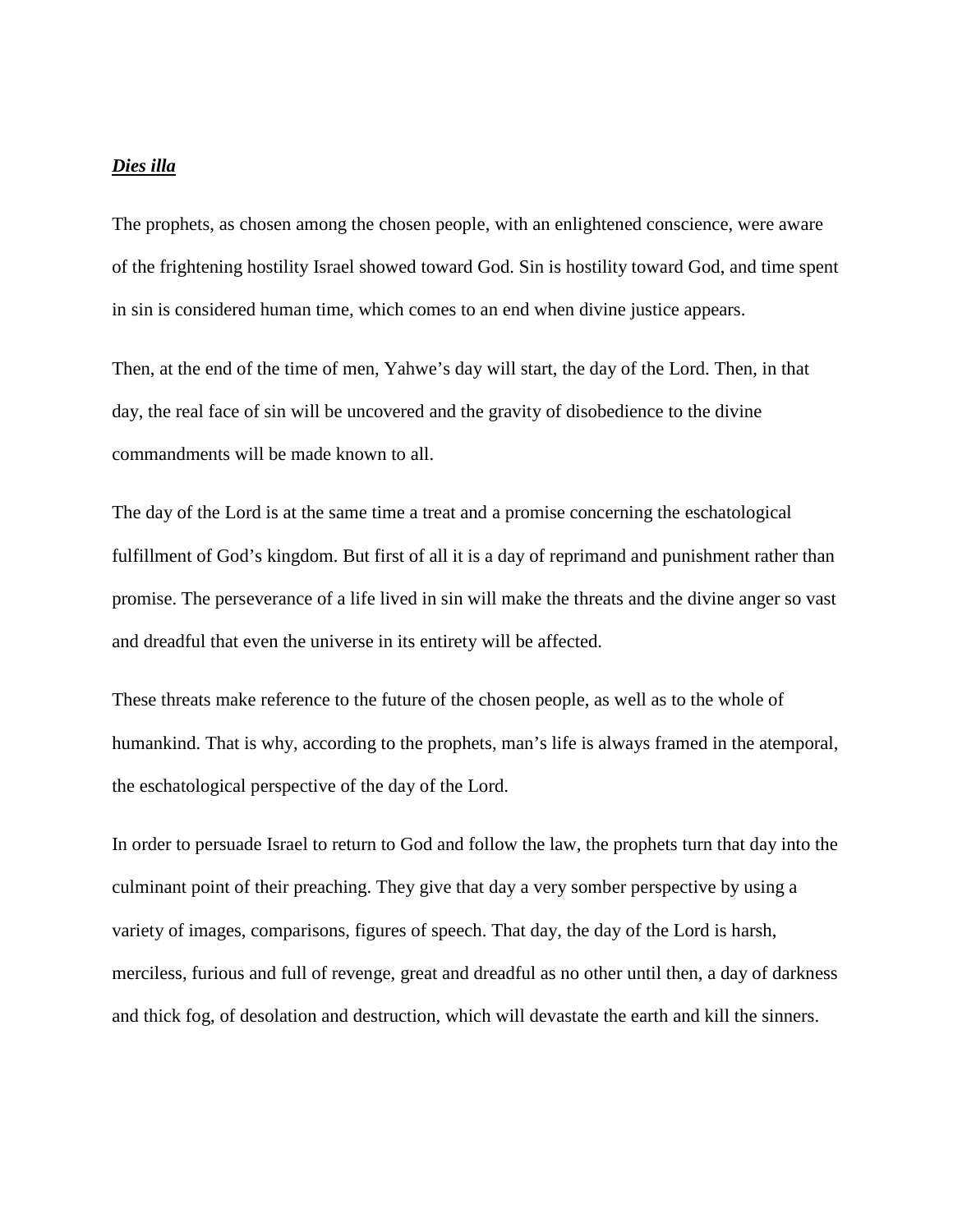***Dies illa***

The prophets, as chosen among the chosen people, with an enlightened conscience, were aware of the frightening hostility Israel showed toward God. Sin is hostility toward God, and time spent in sin is considered human time, which comes to an end when divine justice appears.

Then, at the end of the time of men, Yahwe's day will start, the day of the Lord. Then, in that day, the real face of sin will be uncovered and the gravity of disobedience to the divine commandments will be made known to all.

The day of the Lord is at the same time a treat and a promise concerning the eschatological fulfillment of God's kingdom. But first of all it is a day of reprimand and punishment rather than promise. The perseverance of a life lived in sin will make the threats and the divine anger so vast and dreadful that even the universe in its entirety will be affected.

These threats make reference to the future of the chosen people, as well as to the whole of humankind. That is why, according to the prophets, man's life is always framed in the atemporal, the eschatological perspective of the day of the Lord.

In order to persuade Israel to return to God and follow the law, the prophets turn that day into the culminant point of their preaching. They give that day a very somber perspective by using a variety of images, comparisons, figures of speech. That day, the day of the Lord is harsh, merciless, furious and full of revenge, great and dreadful as no other until then, a day of darkness and thick fog, of desolation and destruction, which will devastate the earth and kill the sinners.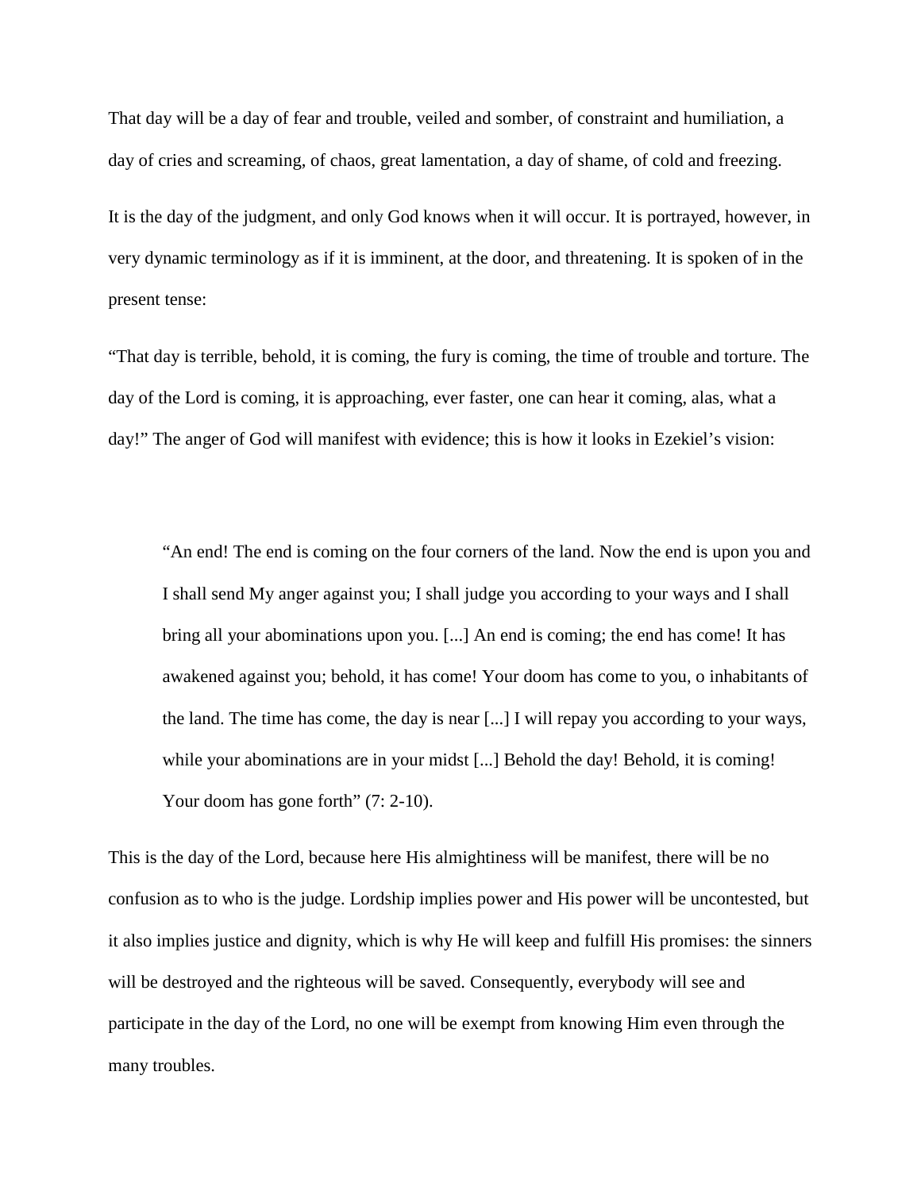That day will be a day of fear and trouble, veiled and somber, of constraint and humiliation, a day of cries and screaming, of chaos, great lamentation, a day of shame, of cold and freezing.

It is the day of the judgment, and only God knows when it will occur. It is portrayed, however, in very dynamic terminology as if it is imminent, at the door, and threatening. It is spoken of in the present tense:

"That day is terrible, behold, it is coming, the fury is coming, the time of trouble and torture. The day of the Lord is coming, it is approaching, ever faster, one can hear it coming, alas, what a day!" The anger of God will manifest with evidence; this is how it looks in Ezekiel's vision:

> "An end! The end is coming on the four corners of the land. Now the end is upon you and I shall send My anger against you; I shall judge you according to your ways and I shall bring all your abominations upon you. [...] An end is coming; the end has come! It has awakened against you; behold, it has come! Your doom has come to you, o inhabitants of the land. The time has come, the day is near [...] I will repay you according to your ways, while your abominations are in your midst [...] Behold the day! Behold, it is coming! Your doom has gone forth" (7: 2-10).

This is the day of the Lord, because here His almightiness will be manifest, there will be no confusion as to who is the judge. Lordship implies power and His power will be uncontested, but it also implies justice and dignity, which is why He will keep and fulfill His promises: the sinners will be destroyed and the righteous will be saved. Consequently, everybody will see and participate in the day of the Lord, no one will be exempt from knowing Him even through the many troubles.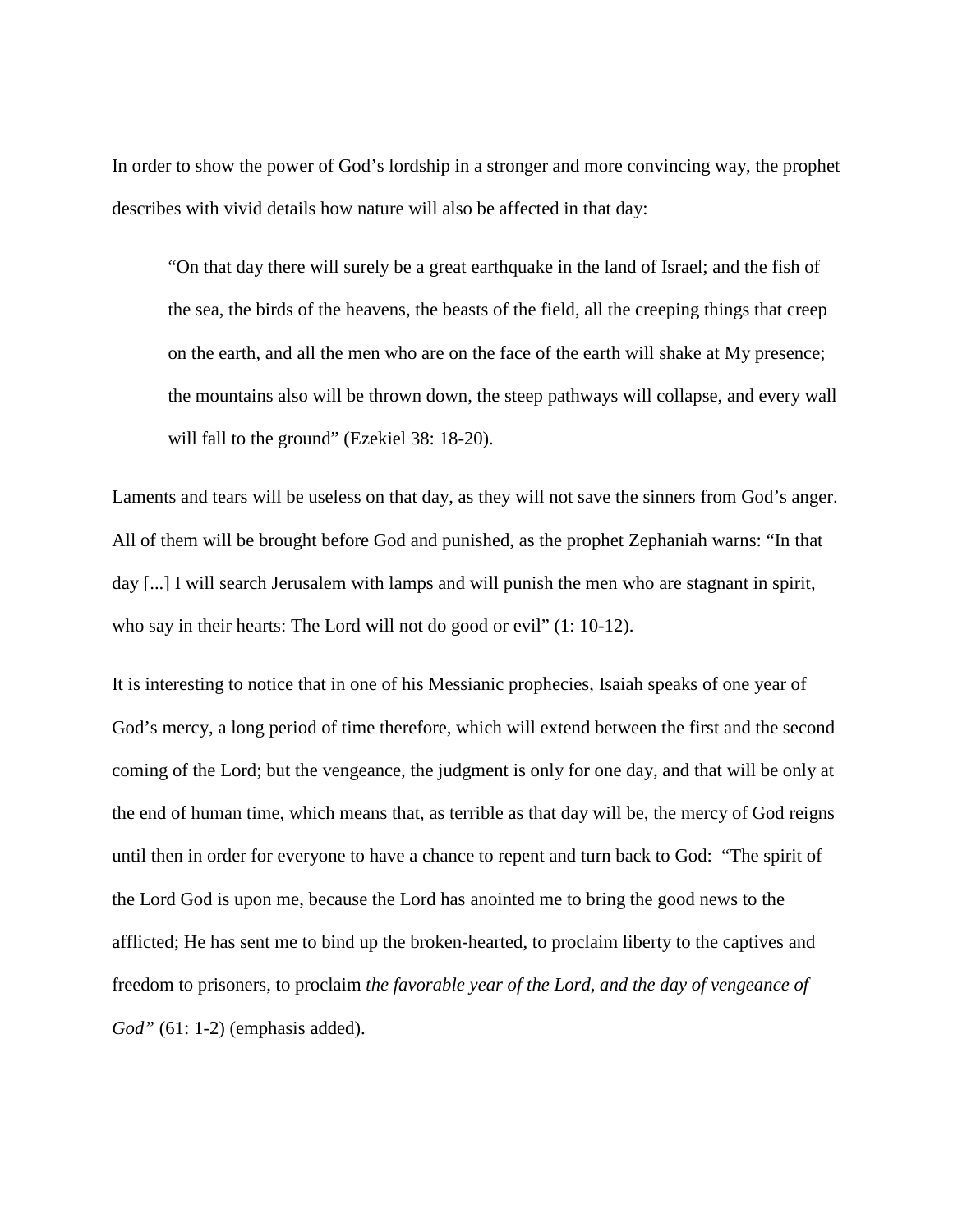In order to show the power of God's lordship in a stronger and more convincing way, the prophet describes with vivid details how nature will also be affected in that day:

> "On that day there will surely be a great earthquake in the land of Israel; and the fish of the sea, the birds of the heavens, the beasts of the field, all the creeping things that creep on the earth, and all the men who are on the face of the earth will shake at My presence; the mountains also will be thrown down, the steep pathways will collapse, and every wall will fall to the ground" (Ezekiel 38: 18-20).

Laments and tears will be useless on that day, as they will not save the sinners from God's anger. All of them will be brought before God and punished, as the prophet Zephaniah warns: "In that day [...] I will search Jerusalem with lamps and will punish the men who are stagnant in spirit, who say in their hearts: The Lord will not do good or evil" (1: 10-12).

It is interesting to notice that in one of his Messianic prophecies, Isaiah speaks of one year of God's mercy, a long period of time therefore, which will extend between the first and the second coming of the Lord; but the vengeance, the judgment is only for one day, and that will be only at the end of human time, which means that, as terrible as that day will be, the mercy of God reigns until then in order for everyone to have a chance to repent and turn back to God: "The spirit of the Lord God is upon me, because the Lord has anointed me to bring the good news to the afflicted; He has sent me to bind up the broken-hearted, to proclaim liberty to the captives and freedom to prisoners, to proclaim *the favorable year of the Lord, and the day of vengeance of God"* (61: 1-2) (emphasis added).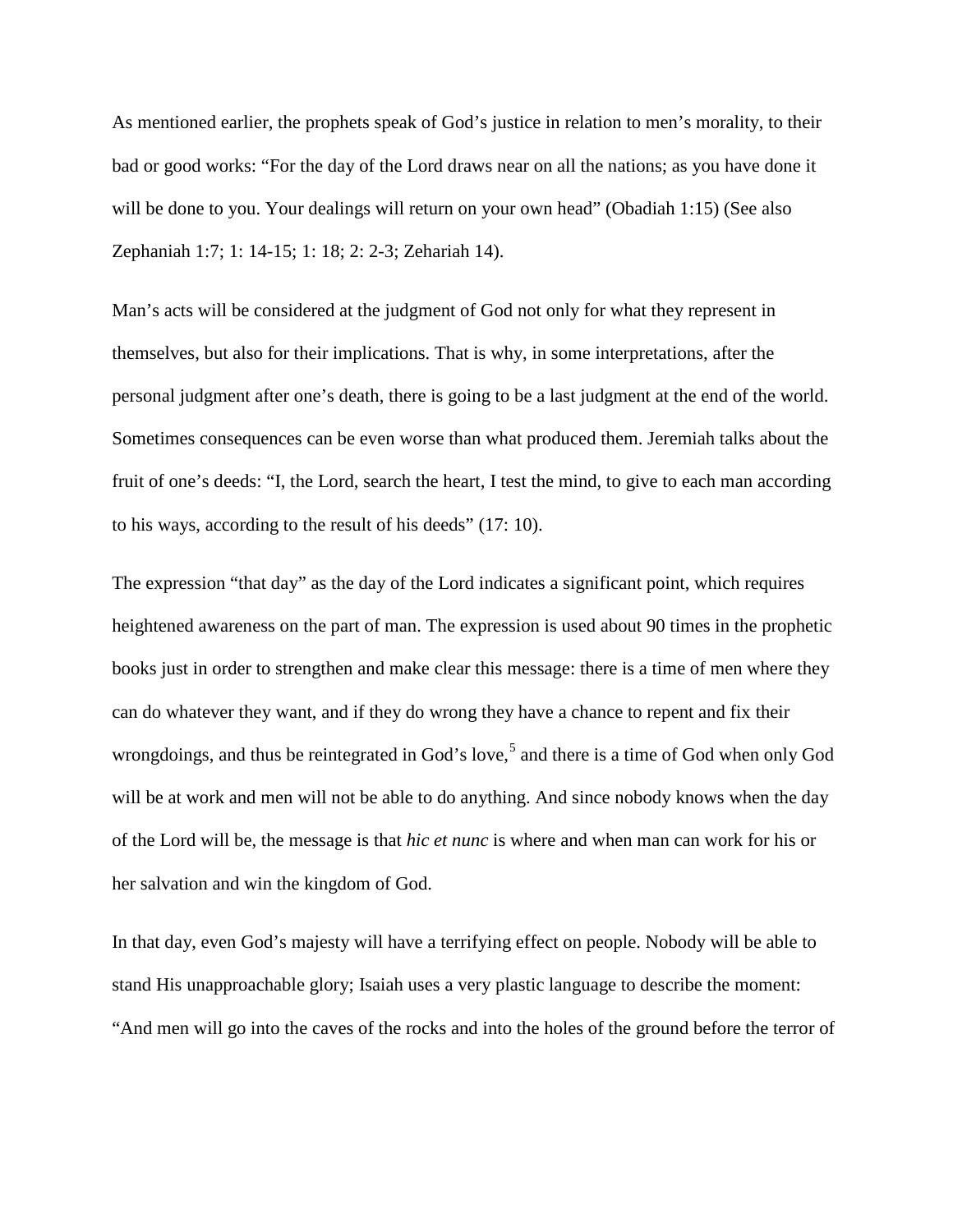As mentioned earlier, the prophets speak of God's justice in relation to men's morality, to their bad or good works: "For the day of the Lord draws near on all the nations; as you have done it will be done to you. Your dealings will return on your own head" (Obadiah 1:15) (See also Zephaniah 1:7; 1: 14-15; 1: 18; 2: 2-3; Zehariah 14).

Man's acts will be considered at the judgment of God not only for what they represent in themselves, but also for their implications. That is why, in some interpretations, after the personal judgment after one's death, there is going to be a last judgment at the end of the world. Sometimes consequences can be even worse than what produced them. Jeremiah talks about the fruit of one's deeds: "I, the Lord, search the heart, I test the mind, to give to each man according to his ways, according to the result of his deeds" (17: 10).

The expression "that day" as the day of the Lord indicates a significant point, which requires heightened awareness on the part of man. The expression is used about 90 times in the prophetic books just in order to strengthen and make clear this message: there is a time of men where they can do whatever they want, and if they do wrong they have a chance to repent and fix their wrongdoings, and thus be reintegrated in God's love,[5] and there is a time of God when only God will be at work and men will not be able to do anything. And since nobody knows when the day of the Lord will be, the message is that *hic et nunc* is where and when man can work for his or her salvation and win the kingdom of God.

In that day, even God's majesty will have a terrifying effect on people. Nobody will be able to stand His unapproachable glory; Isaiah uses a very plastic language to describe the moment: "And men will go into the caves of the rocks and into the holes of the ground before the terror of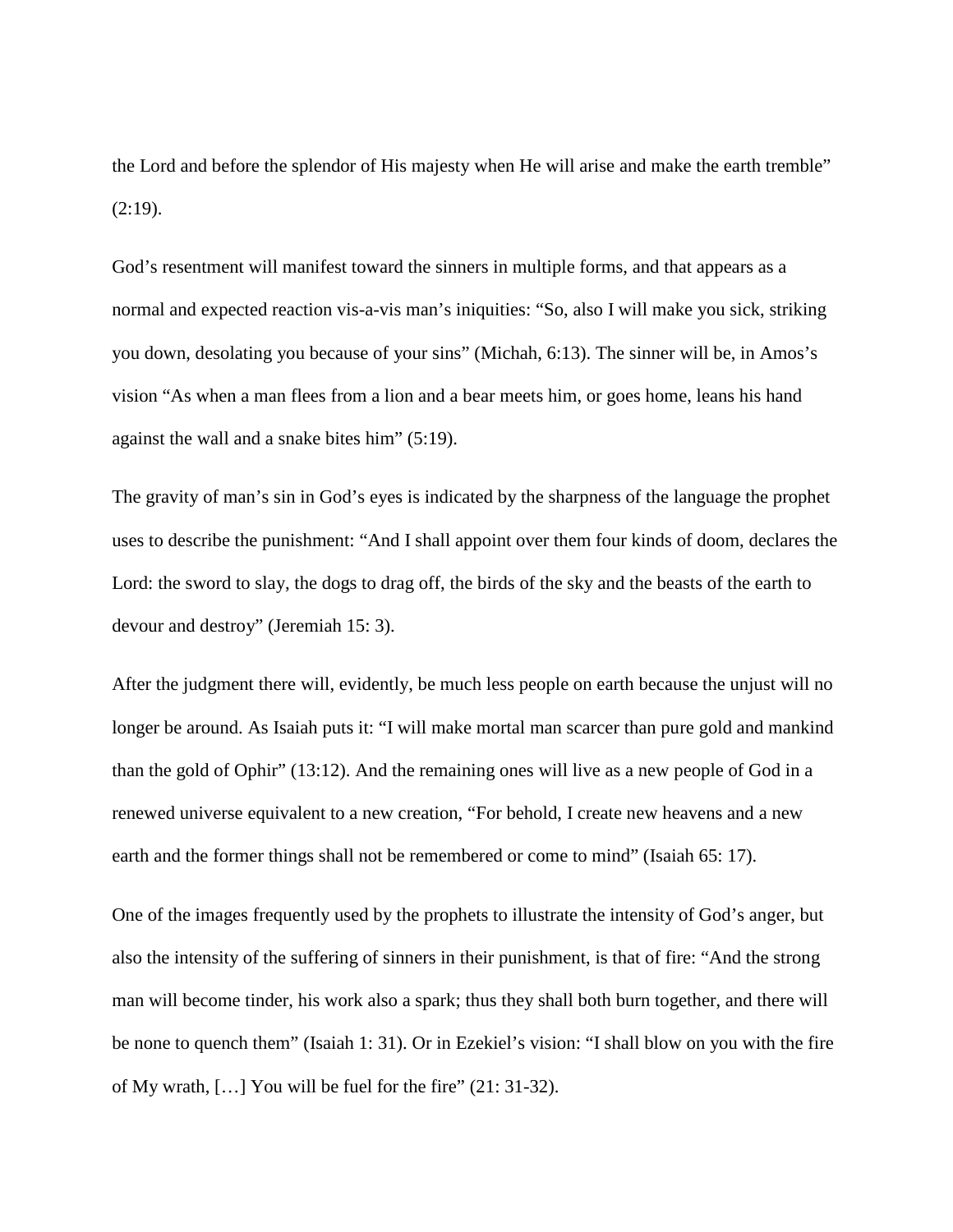the Lord and before the splendor of His majesty when He will arise and make the earth tremble" (2:19).

God's resentment will manifest toward the sinners in multiple forms, and that appears as a normal and expected reaction vis-a-vis man's iniquities: "So, also I will make you sick, striking you down, desolating you because of your sins" (Michah, 6:13). The sinner will be, in Amos's vision "As when a man flees from a lion and a bear meets him, or goes home, leans his hand against the wall and a snake bites him" (5:19).

The gravity of man's sin in God's eyes is indicated by the sharpness of the language the prophet uses to describe the punishment: "And I shall appoint over them four kinds of doom, declares the Lord: the sword to slay, the dogs to drag off, the birds of the sky and the beasts of the earth to devour and destroy" (Jeremiah 15: 3).

After the judgment there will, evidently, be much less people on earth because the unjust will no longer be around. As Isaiah puts it: "I will make mortal man scarcer than pure gold and mankind than the gold of Ophir" (13:12). And the remaining ones will live as a new people of God in a renewed universe equivalent to a new creation, "For behold, I create new heavens and a new earth and the former things shall not be remembered or come to mind" (Isaiah 65: 17).

One of the images frequently used by the prophets to illustrate the intensity of God's anger, but also the intensity of the suffering of sinners in their punishment, is that of fire: "And the strong man will become tinder, his work also a spark; thus they shall both burn together, and there will be none to quench them" (Isaiah 1: 31). Or in Ezekiel's vision: "I shall blow on you with the fire of My wrath, […] You will be fuel for the fire" (21: 31-32).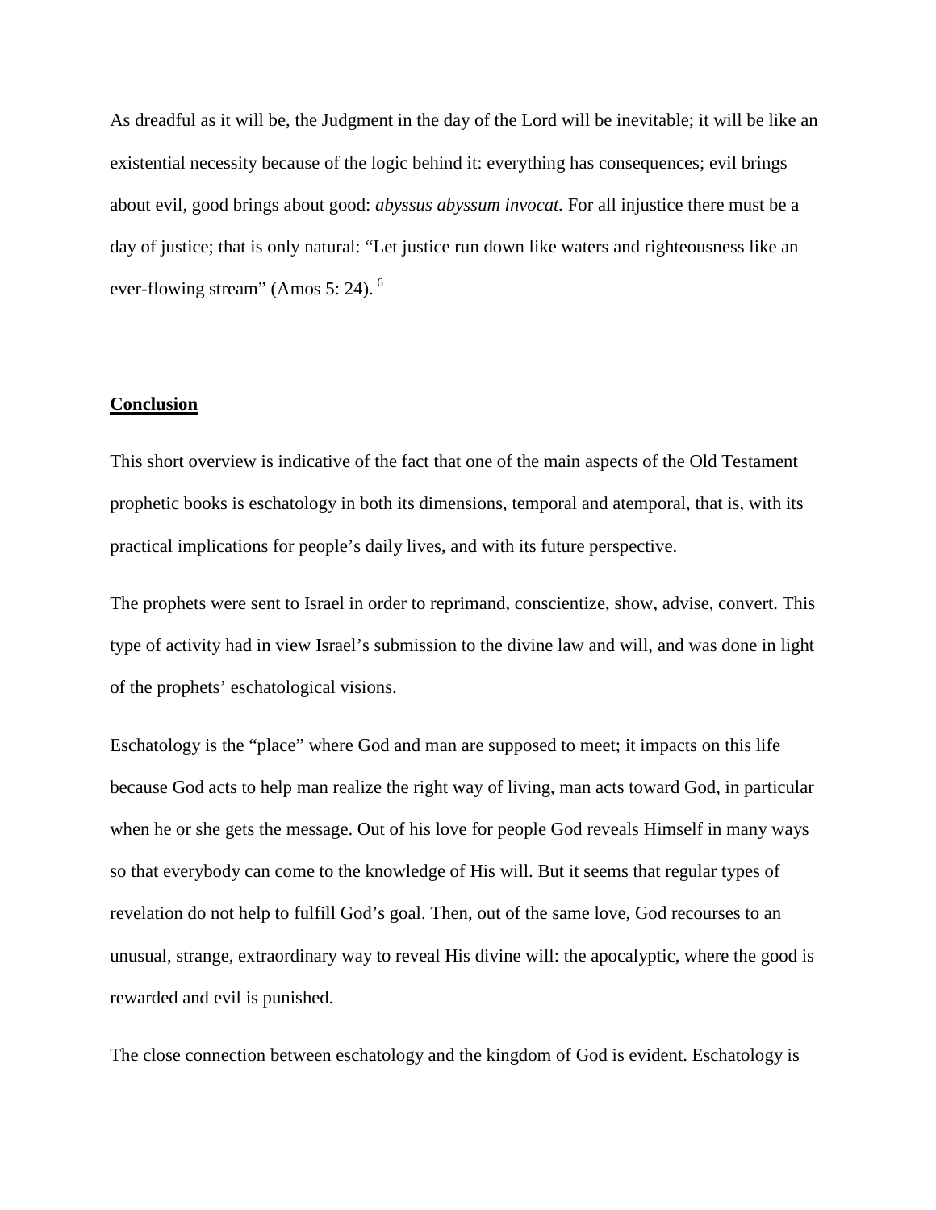As dreadful as it will be, the Judgment in the day of the Lord will be inevitable; it will be like an existential necessity because of the logic behind it: everything has consequences; evil brings about evil, good brings about good: *abyssus abyssum invocat.* For all injustice there must be a day of justice; that is only natural: "Let justice run down like waters and righteousness like an ever-flowing stream" (Amos 5: 24). [6]

## Conclusion

This short overview is indicative of the fact that one of the main aspects of the Old Testament prophetic books is eschatology in both its dimensions, temporal and atemporal, that is, with its practical implications for people's daily lives, and with its future perspective.

The prophets were sent to Israel in order to reprimand, conscientize, show, advise, convert. This type of activity had in view Israel's submission to the divine law and will, and was done in light of the prophets' eschatological visions.

Eschatology is the "place" where God and man are supposed to meet; it impacts on this life because God acts to help man realize the right way of living, man acts toward God, in particular when he or she gets the message. Out of his love for people God reveals Himself in many ways so that everybody can come to the knowledge of His will. But it seems that regular types of revelation do not help to fulfill God's goal. Then, out of the same love, God recourses to an unusual, strange, extraordinary way to reveal His divine will: the apocalyptic, where the good is rewarded and evil is punished.

The close connection between eschatology and the kingdom of God is evident. Eschatology is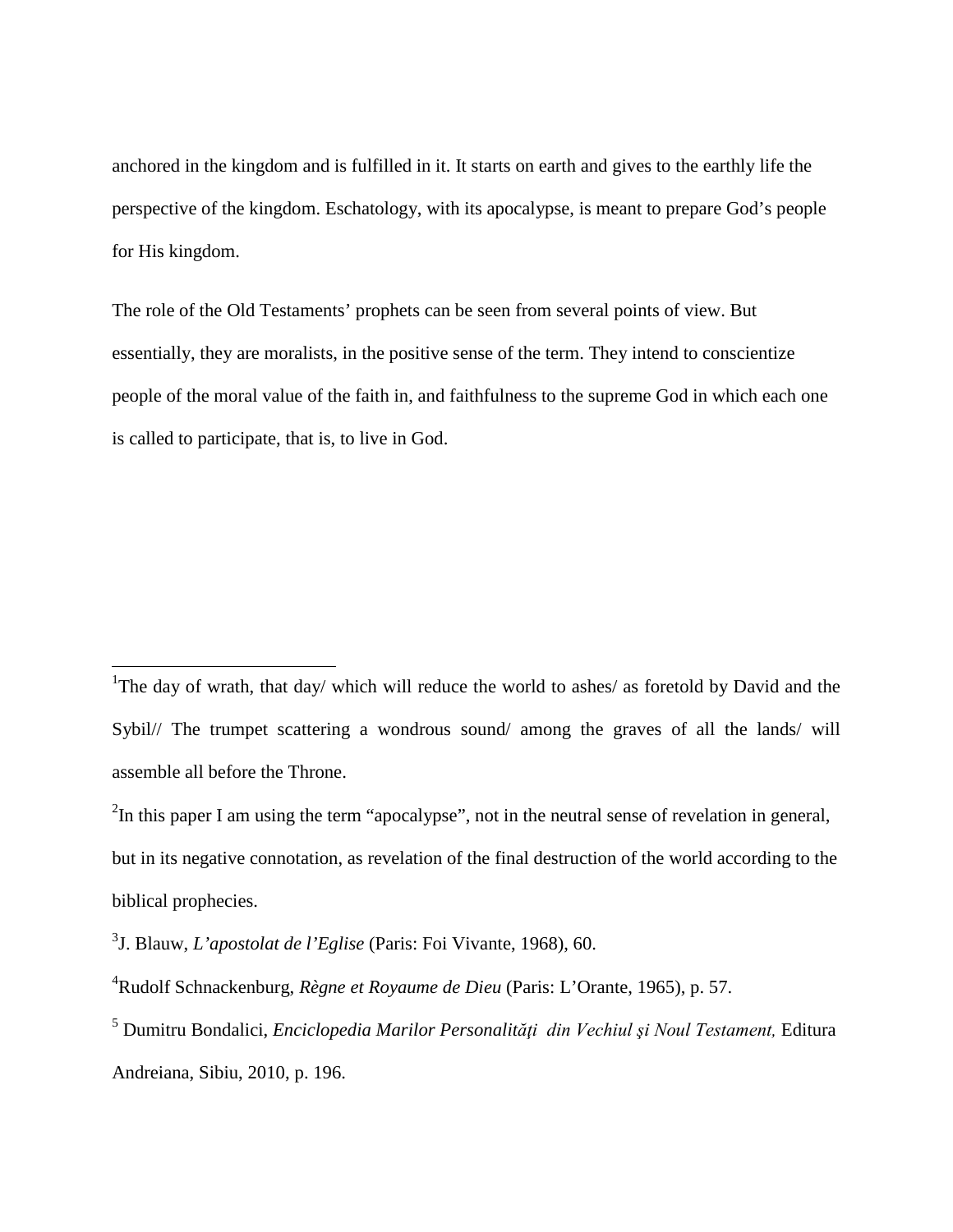anchored in the kingdom and is fulfilled in it. It starts on earth and gives to the earthly life the perspective of the kingdom. Eschatology, with its apocalypse, is meant to prepare God's people for His kingdom.

The role of the Old Testaments' prophets can be seen from several points of view. But essentially, they are moralists, in the positive sense of the term. They intend to conscientize people of the moral value of the faith in, and faithfulness to the supreme God in which each one is called to participate, that is, to live in God.

---

[1]The day of wrath, that day/ which will reduce the world to ashes/ as foretold by David and the Sybil// The trumpet scattering a wondrous sound/ among the graves of all the lands/ will assemble all before the Throne.

[2]In this paper I am using the term "apocalypse", not in the neutral sense of revelation in general, but in its negative connotation, as revelation of the final destruction of the world according to the biblical prophecies.

[3]J. Blauw, *L'apostolat de l'Eglise* (Paris: Foi Vivante, 1968), 60.

[4]Rudolf Schnackenburg, *Règne et Royaume de Dieu* (Paris: L'Orante, 1965), p. 57.

[5] Dumitru Bondalici, *Enciclopedia Marilor Personalități din Vechiul şi Noul Testament,* Editura Andreiana, Sibiu, 2010, p. 196.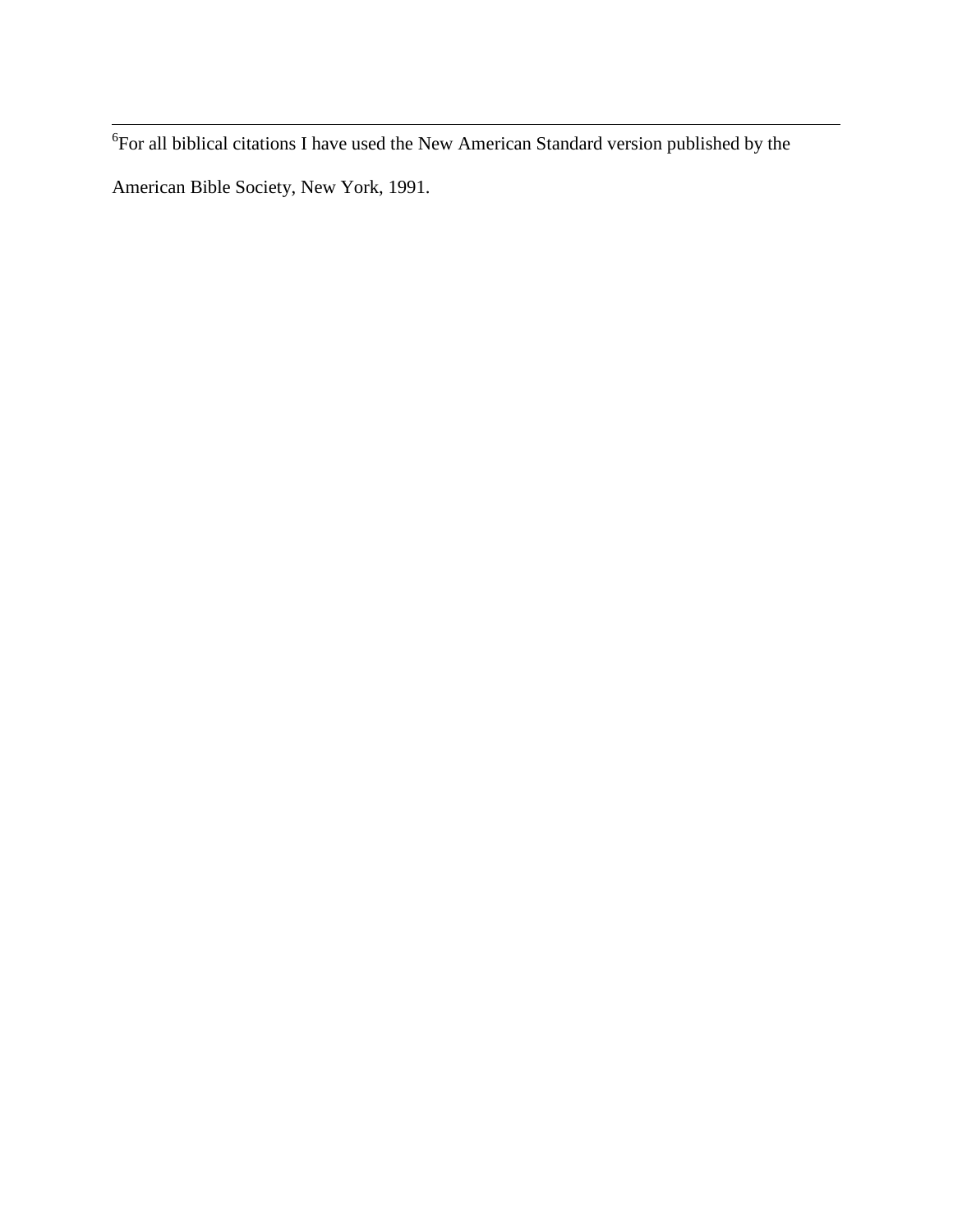[6]For all biblical citations I have used the New American Standard version published by the American Bible Society, New York, 1991.